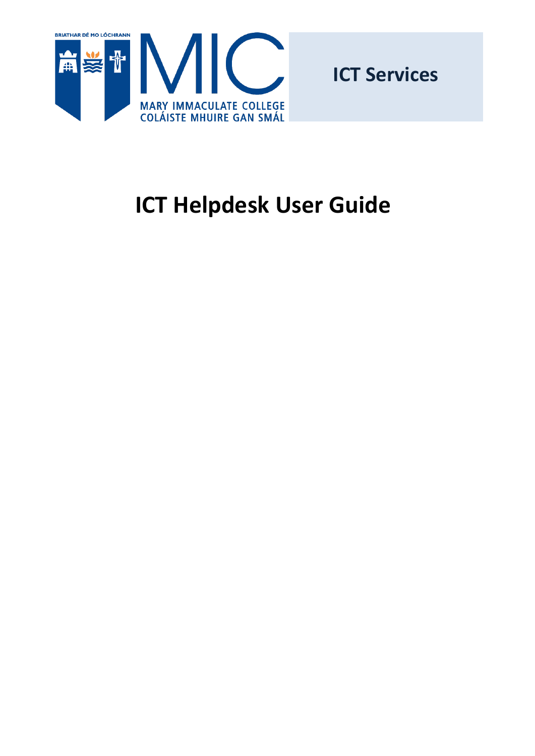BRIATHAR DÉ MO LÓCHRANN

MIC

MARY IMMACULATE COLLEGE
COLÁISTE MHUIRE GAN SMÁL

**ICT Services**

# ICT Helpdesk User Guide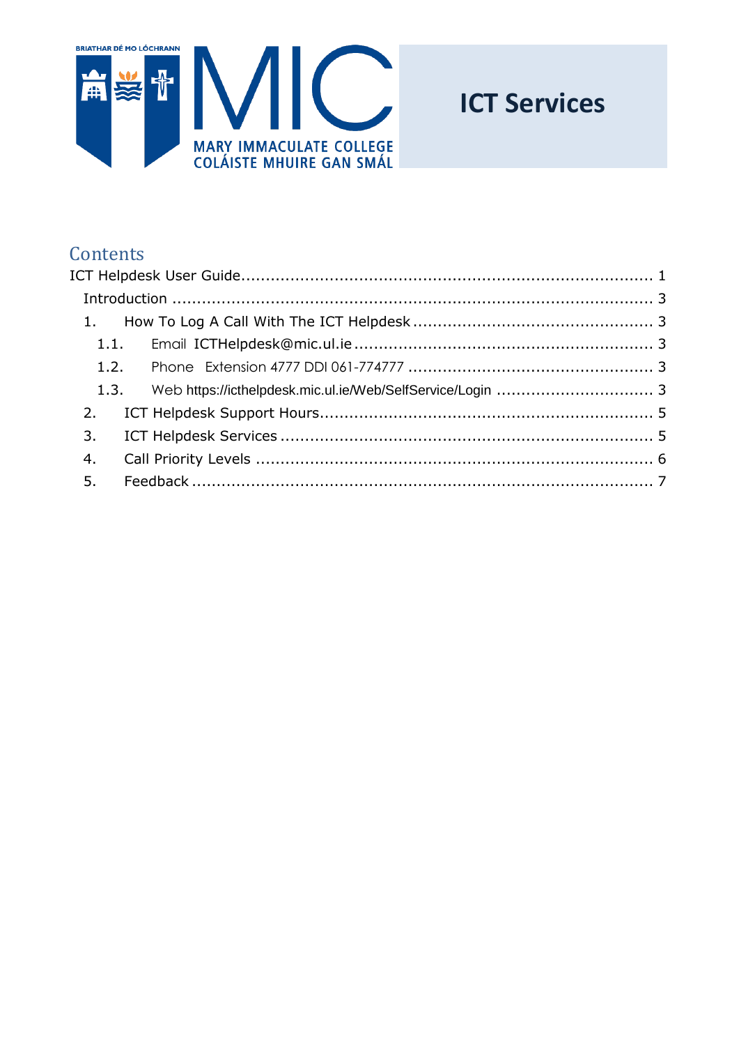# ICT Services

## Contents

- ICT Helpdesk User Guide .......... 1
  - Introduction .......... 3
  - 1. How To Log A Call With The ICT Helpdesk .......... 3
    - 1.1. Email ICTHelpdesk@mic.ul.ie .......... 3
    - 1.2. Phone Extension 4777 DDI 061-774777 .......... 3
    - 1.3. Web https://icthelpdesk.mic.ul.ie/Web/SelfService/Login .......... 3
  - 2. ICT Helpdesk Support Hours .......... 5
  - 3. ICT Helpdesk Services .......... 5
  - 4. Call Priority Levels .......... 6
  - 5. Feedback .......... 7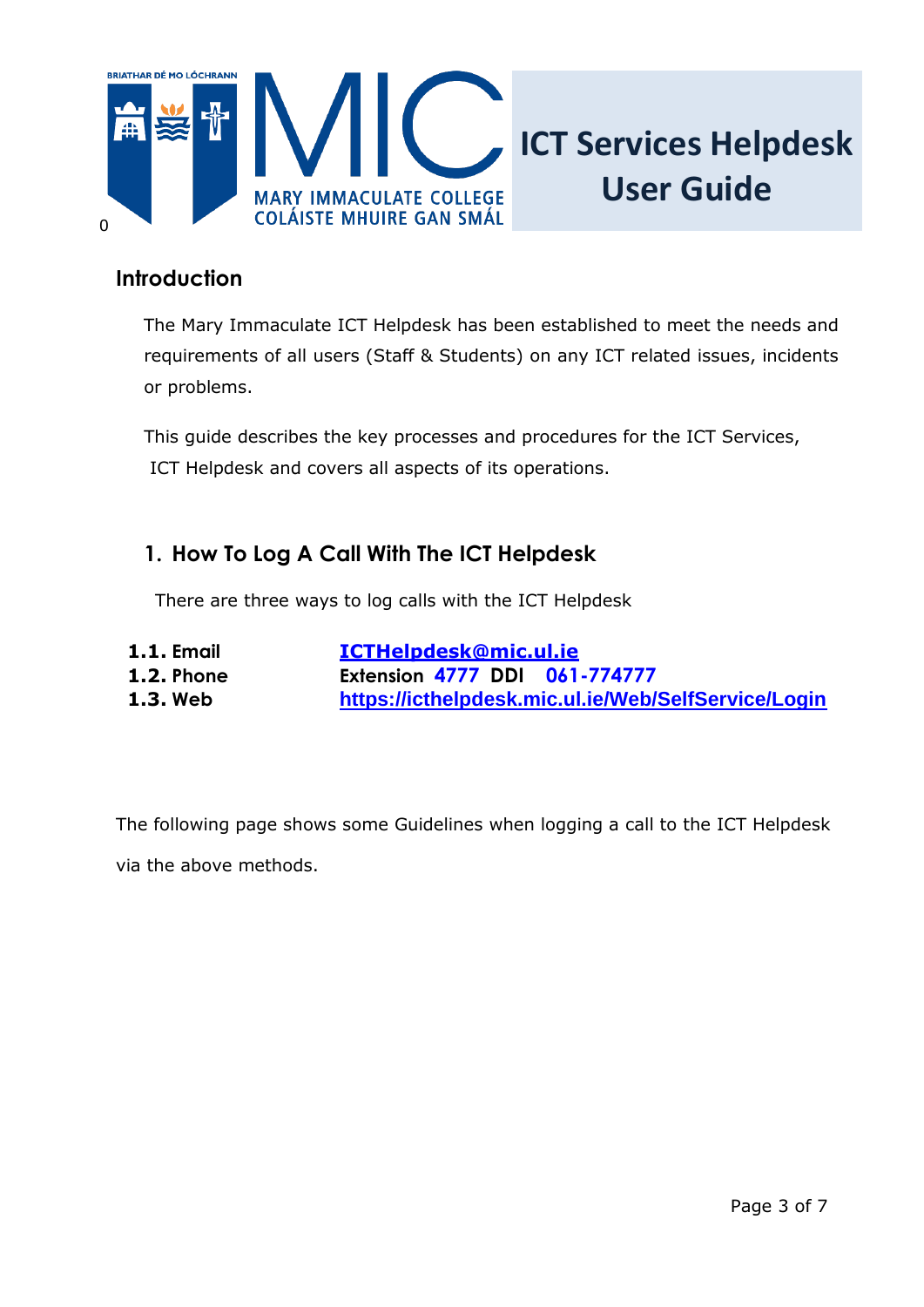# ICT Services Helpdesk User Guide

## Introduction

The Mary Immaculate ICT Helpdesk has been established to meet the needs and requirements of all users (Staff & Students) on any ICT related issues, incidents or problems.

This guide describes the key processes and procedures for the ICT Services, ICT Helpdesk and covers all aspects of its operations.

## 1. How To Log A Call With The ICT Helpdesk

There are three ways to log calls with the ICT Helpdesk

| | |
|---|---|
| **1.1. Email** | ICTHelpdesk@mic.ul.ie |
| **1.2. Phone** | **Extension 4777 DDI 061-774777** |
| **1.3. Web** | https://icthelpdesk.mic.ul.ie/Web/SelfService/Login |

The following page shows some Guidelines when logging a call to the ICT Helpdesk via the above methods.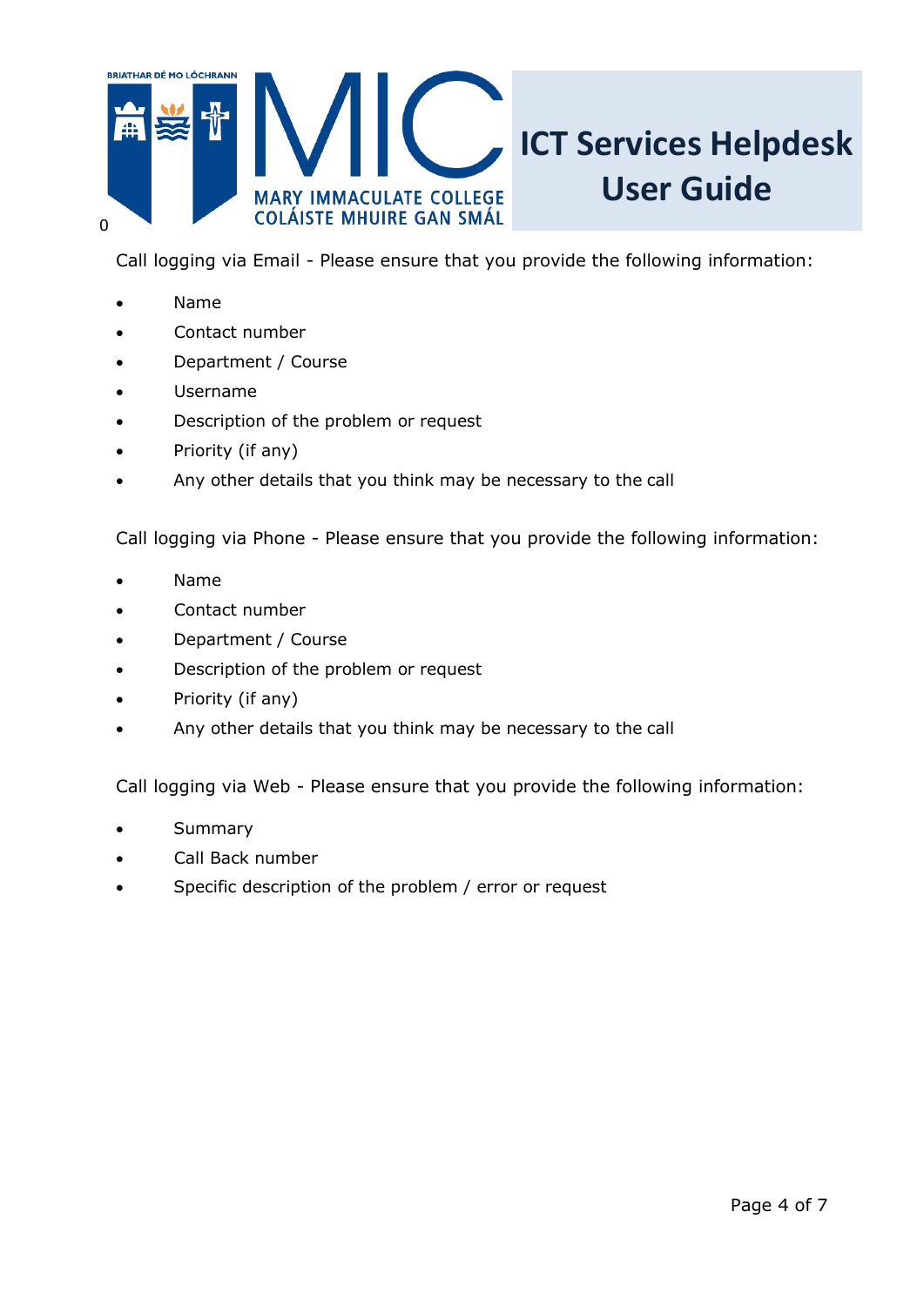Call logging via Email - Please ensure that you provide the following information:

- Name
- Contact number
- Department / Course
- Username
- Description of the problem or request
- Priority (if any)
- Any other details that you think may be necessary to the call

Call logging via Phone - Please ensure that you provide the following information:

- Name
- Contact number
- Department / Course
- Description of the problem or request
- Priority (if any)
- Any other details that you think may be necessary to the call

Call logging via Web - Please ensure that you provide the following information:

- Summary
- Call Back number
- Specific description of the problem / error or request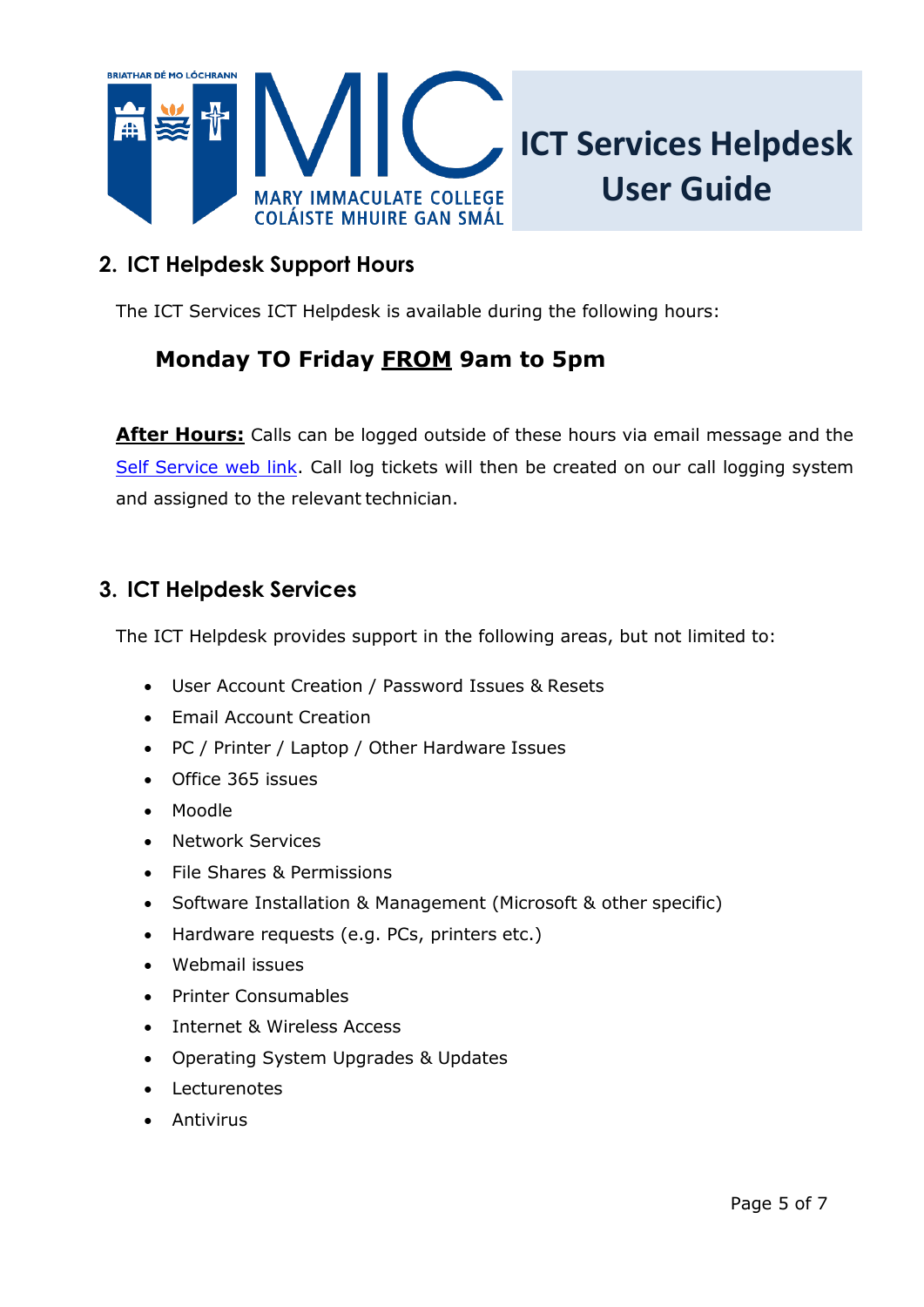## 2. ICT Helpdesk Support Hours

The ICT Services ICT Helpdesk is available during the following hours:

**Monday TO Friday <u>FROM</u> 9am to 5pm**

**<u>After Hours:</u>** Calls can be logged outside of these hours via email message and the Self Service web link. Call log tickets will then be created on our call logging system and assigned to the relevant technician.

## 3. ICT Helpdesk Services

The ICT Helpdesk provides support in the following areas, but not limited to:

- User Account Creation / Password Issues & Resets
- Email Account Creation
- PC / Printer / Laptop / Other Hardware Issues
- Office 365 issues
- Moodle
- Network Services
- File Shares & Permissions
- Software Installation & Management (Microsoft & other specific)
- Hardware requests (e.g. PCs, printers etc.)
- Webmail issues
- Printer Consumables
- Internet & Wireless Access
- Operating System Upgrades & Updates
- Lecturenotes
- Antivirus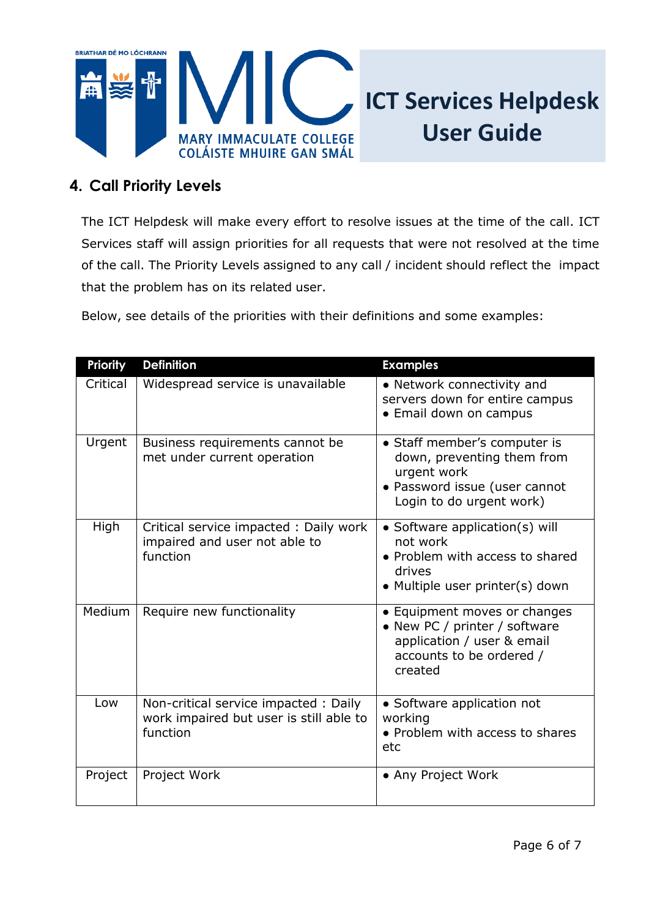## 4. Call Priority Levels

The ICT Helpdesk will make every effort to resolve issues at the time of the call. ICT Services staff will assign priorities for all requests that were not resolved at the time of the call. The Priority Levels assigned to any call / incident should reflect the impact that the problem has on its related user.

Below, see details of the priorities with their definitions and some examples:

| Priority | Definition | Examples |
|---|---|---|
| Critical | Widespread service is unavailable | • Network connectivity and servers down for entire campus<br>• Email down on campus |
| Urgent | Business requirements cannot be met under current operation | • Staff member's computer is down, preventing them from urgent work<br>• Password issue (user cannot Login to do urgent work) |
| High | Critical service impacted : Daily work impaired and user not able to function | • Software application(s) will not work<br>• Problem with access to shared drives<br>• Multiple user printer(s) down |
| Medium | Require new functionality | • Equipment moves or changes<br>• New PC / printer / software application / user & email accounts to be ordered / created |
| Low | Non-critical service impacted : Daily work impaired but user is still able to function | • Software application not working<br>• Problem with access to shares etc |
| Project | Project Work | • Any Project Work |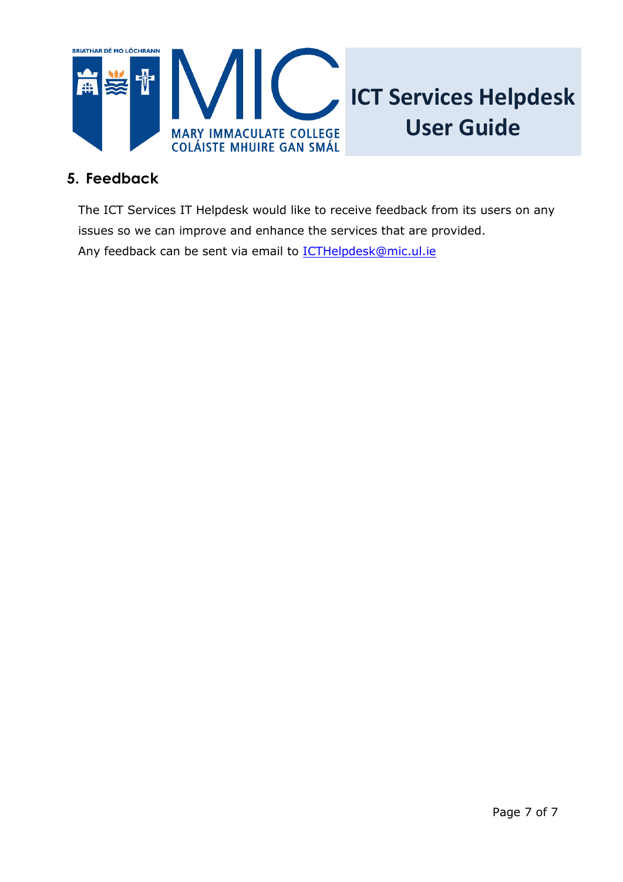## 5. Feedback

The ICT Services IT Helpdesk would like to receive feedback from its users on any issues so we can improve and enhance the services that are provided.

Any feedback can be sent via email to ICTHelpdesk@mic.ul.ie